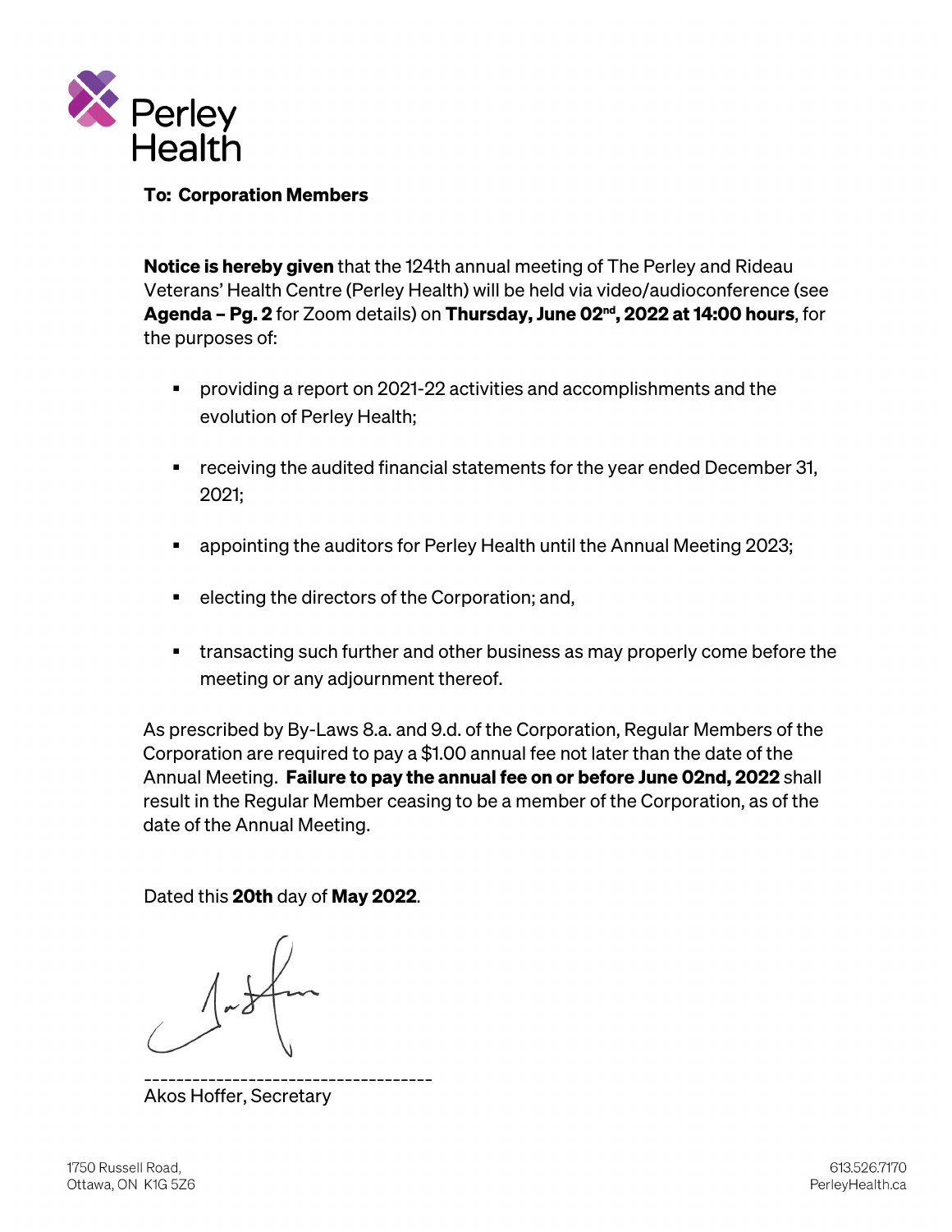Perley Health

**To: Corporation Members**

**Notice is hereby given** that the 124th annual meeting of The Perley and Rideau Veterans' Health Centre (Perley Health) will be held via video/audioconference (see **Agenda – Pg. 2** for Zoom details) on **Thursday, June 02nd, 2022 at 14:00 hours**, for the purposes of:

- providing a report on 2021-22 activities and accomplishments and the evolution of Perley Health;
- receiving the audited financial statements for the year ended December 31, 2021;
- appointing the auditors for Perley Health until the Annual Meeting 2023;
- electing the directors of the Corporation; and,
- transacting such further and other business as may properly come before the meeting or any adjournment thereof.

As prescribed by By-Laws 8.a. and 9.d. of the Corporation, Regular Members of the Corporation are required to pay a $1.00 annual fee not later than the date of the Annual Meeting. **Failure to pay the annual fee on or before June 02nd, 2022** shall result in the Regular Member ceasing to be a member of the Corporation, as of the date of the Annual Meeting.

Dated this **20th** day of **May 2022**.

------------------------------------
Akos Hoffer, Secretary

1750 Russell Road,
Ottawa, ON K1G 5Z6

613.526.7170
PerleyHealth.ca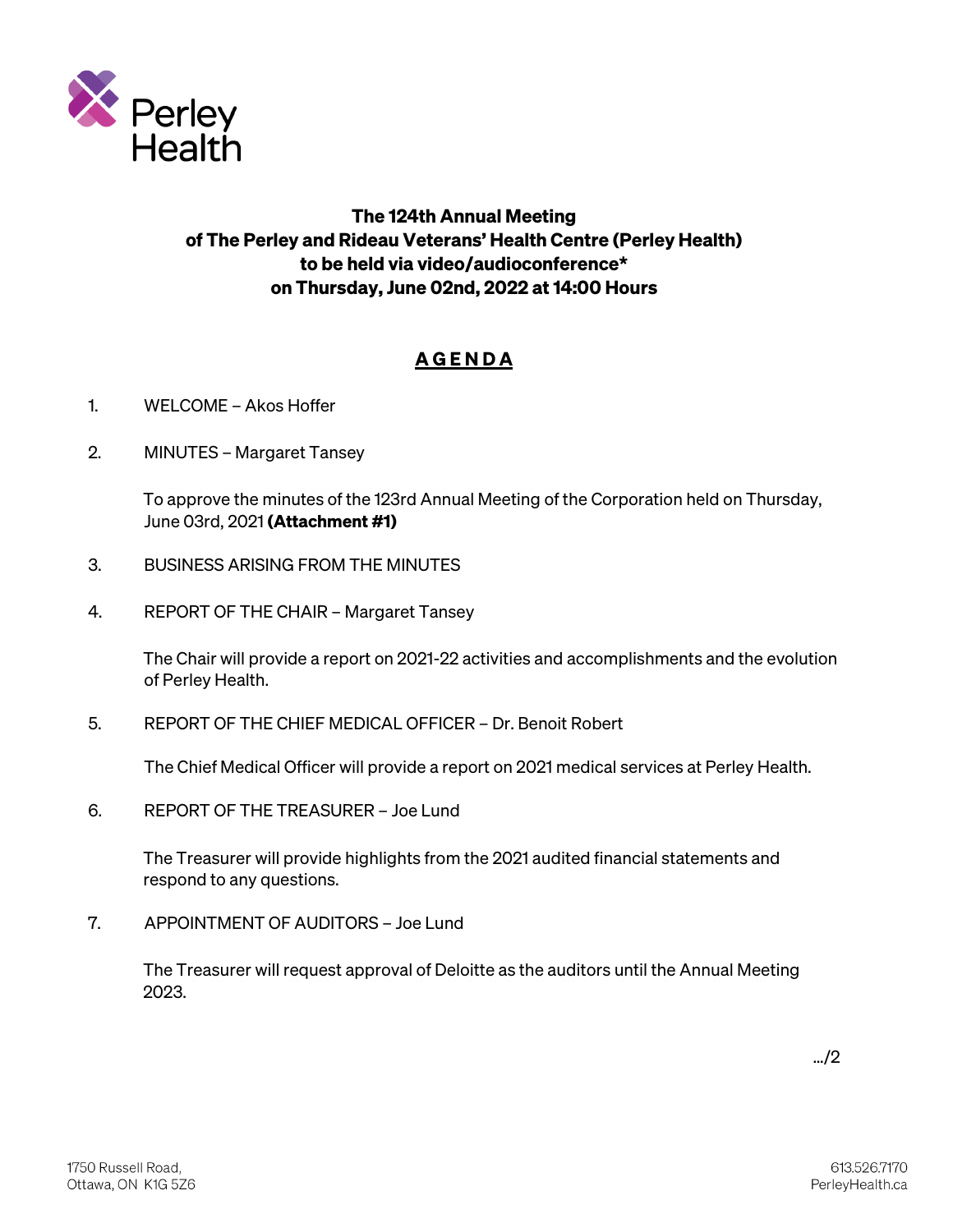**The 124th Annual Meeting**
**of The Perley and Rideau Veterans' Health Centre (Perley Health)**
**to be held via video/audioconference***
**on Thursday, June 02nd, 2022 at 14:00 Hours**

## A G E N D A

1. WELCOME – Akos Hoffer

2. MINUTES – Margaret Tansey

   To approve the minutes of the 123rd Annual Meeting of the Corporation held on Thursday, June 03rd, 2021 **(Attachment #1)**

3. BUSINESS ARISING FROM THE MINUTES

4. REPORT OF THE CHAIR – Margaret Tansey

   The Chair will provide a report on 2021-22 activities and accomplishments and the evolution of Perley Health.

5. REPORT OF THE CHIEF MEDICAL OFFICER – Dr. Benoit Robert

   The Chief Medical Officer will provide a report on 2021 medical services at Perley Health.

6. REPORT OF THE TREASURER – Joe Lund

   The Treasurer will provide highlights from the 2021 audited financial statements and respond to any questions.

7. APPOINTMENT OF AUDITORS – Joe Lund

   The Treasurer will request approval of Deloitte as the auditors until the Annual Meeting 2023.

.../2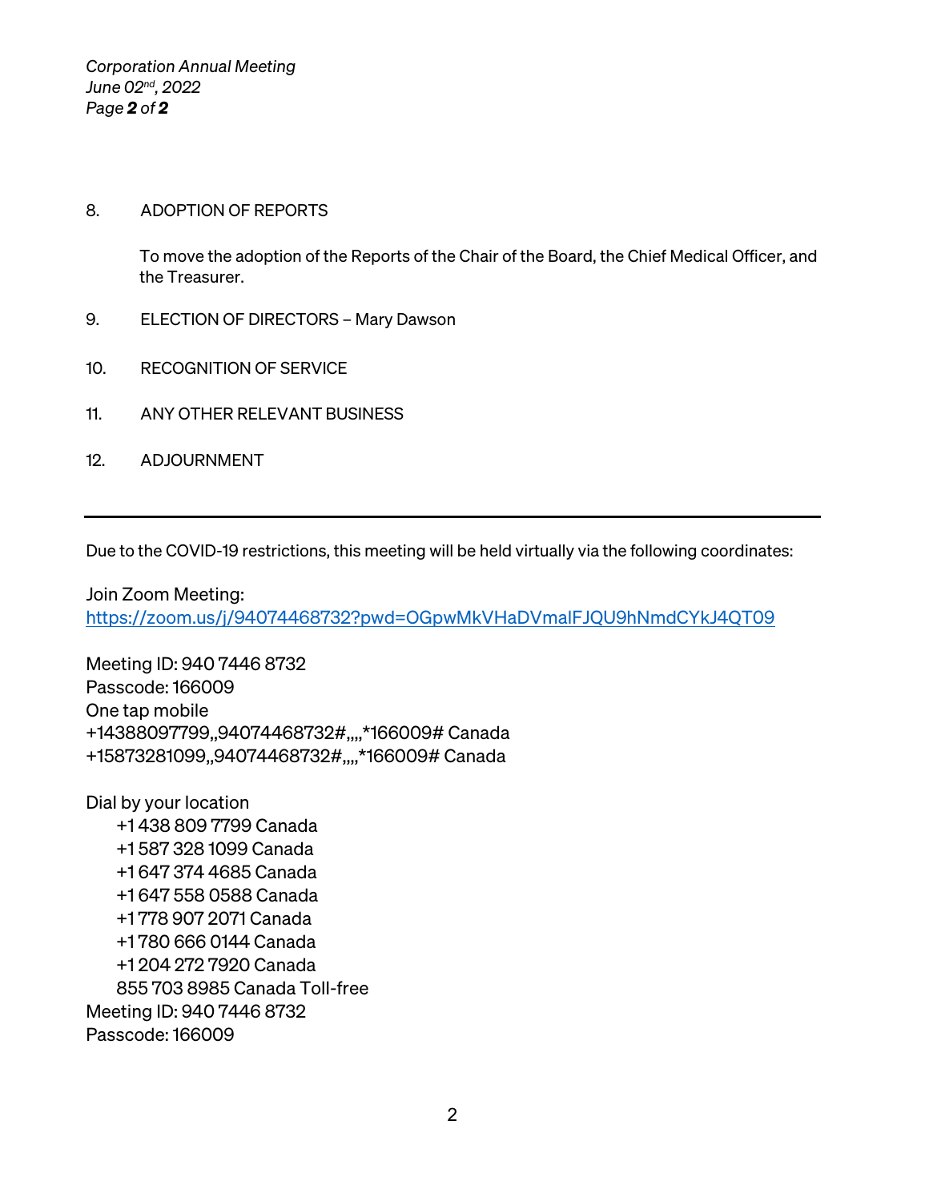8. ADOPTION OF REPORTS

   To move the adoption of the Reports of the Chair of the Board, the Chief Medical Officer, and the Treasurer.

9. ELECTION OF DIRECTORS – Mary Dawson

10. RECOGNITION OF SERVICE

11. ANY OTHER RELEVANT BUSINESS

12. ADJOURNMENT

---

Due to the COVID-19 restrictions, this meeting will be held virtually via the following coordinates:

Join Zoom Meeting:
https://zoom.us/j/94074468732?pwd=OGpwMkVHaDVmalFJQU9hNmdCYkJ4QT09

Meeting ID: 940 7446 8732
Passcode: 166009
One tap mobile
+14388097799,,94074468732#,,,,*166009# Canada
+15873281099,,94074468732#,,,,*166009# Canada

Dial by your location
+1 438 809 7799 Canada
+1 587 328 1099 Canada
+1 647 374 4685 Canada
+1 647 558 0588 Canada
+1 778 907 2071 Canada
+1 780 666 0144 Canada
+1 204 272 7920 Canada
855 703 8985 Canada Toll-free
Meeting ID: 940 7446 8732
Passcode: 166009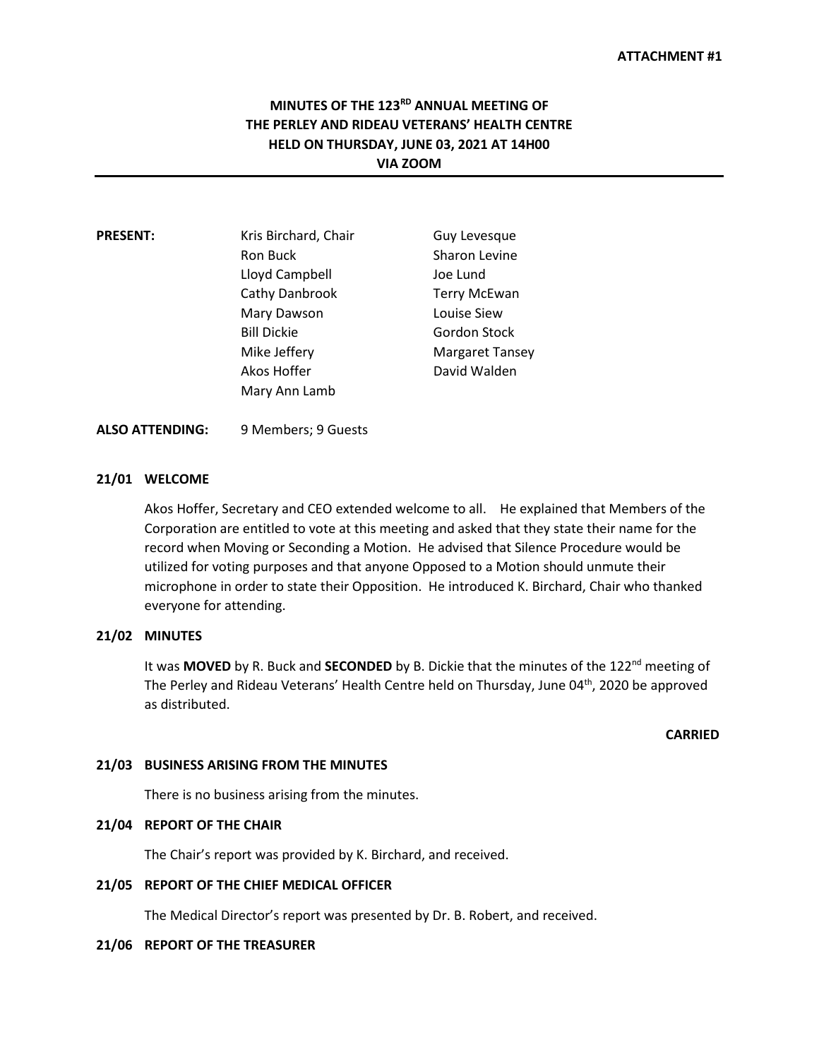**ATTACHMENT #1**

# MINUTES OF THE 123RD ANNUAL MEETING OF THE PERLEY AND RIDEAU VETERANS' HEALTH CENTRE HELD ON THURSDAY, JUNE 03, 2021 AT 14H00 VIA ZOOM

**PRESENT:**

Kris Birchard, Chair
Ron Buck
Lloyd Campbell
Cathy Danbrook
Mary Dawson
Bill Dickie
Mike Jeffery
Akos Hoffer
Mary Ann Lamb
Guy Levesque
Sharon Levine
Joe Lund
Terry McEwan
Louise Siew
Gordon Stock
Margaret Tansey
David Walden

**ALSO ATTENDING:** 9 Members; 9 Guests

## 21/01 WELCOME

Akos Hoffer, Secretary and CEO extended welcome to all. He explained that Members of the Corporation are entitled to vote at this meeting and asked that they state their name for the record when Moving or Seconding a Motion. He advised that Silence Procedure would be utilized for voting purposes and that anyone Opposed to a Motion should unmute their microphone in order to state their Opposition. He introduced K. Birchard, Chair who thanked everyone for attending.

## 21/02 MINUTES

It was **MOVED** by R. Buck and **SECONDED** by B. Dickie that the minutes of the 122nd meeting of The Perley and Rideau Veterans' Health Centre held on Thursday, June 04th, 2020 be approved as distributed.

**CARRIED**

## 21/03 BUSINESS ARISING FROM THE MINUTES

There is no business arising from the minutes.

## 21/04 REPORT OF THE CHAIR

The Chair's report was provided by K. Birchard, and received.

## 21/05 REPORT OF THE CHIEF MEDICAL OFFICER

The Medical Director's report was presented by Dr. B. Robert, and received.

## 21/06 REPORT OF THE TREASURER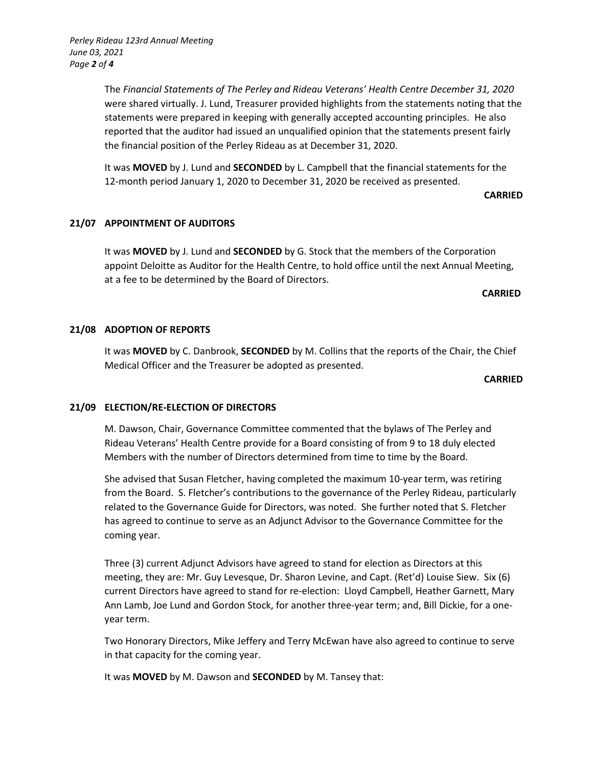The *Financial Statements of The Perley and Rideau Veterans' Health Centre December 31, 2020* were shared virtually. J. Lund, Treasurer provided highlights from the statements noting that the statements were prepared in keeping with generally accepted accounting principles. He also reported that the auditor had issued an unqualified opinion that the statements present fairly the financial position of the Perley Rideau as at December 31, 2020.

It was **MOVED** by J. Lund and **SECONDED** by L. Campbell that the financial statements for the 12-month period January 1, 2020 to December 31, 2020 be received as presented.

**CARRIED**

## 21/07 APPOINTMENT OF AUDITORS

It was **MOVED** by J. Lund and **SECONDED** by G. Stock that the members of the Corporation appoint Deloitte as Auditor for the Health Centre, to hold office until the next Annual Meeting, at a fee to be determined by the Board of Directors.

**CARRIED**

## 21/08 ADOPTION OF REPORTS

It was **MOVED** by C. Danbrook, **SECONDED** by M. Collins that the reports of the Chair, the Chief Medical Officer and the Treasurer be adopted as presented.

**CARRIED**

## 21/09 ELECTION/RE-ELECTION OF DIRECTORS

M. Dawson, Chair, Governance Committee commented that the bylaws of The Perley and Rideau Veterans' Health Centre provide for a Board consisting of from 9 to 18 duly elected Members with the number of Directors determined from time to time by the Board.

She advised that Susan Fletcher, having completed the maximum 10-year term, was retiring from the Board. S. Fletcher's contributions to the governance of the Perley Rideau, particularly related to the Governance Guide for Directors, was noted. She further noted that S. Fletcher has agreed to continue to serve as an Adjunct Advisor to the Governance Committee for the coming year.

Three (3) current Adjunct Advisors have agreed to stand for election as Directors at this meeting, they are: Mr. Guy Levesque, Dr. Sharon Levine, and Capt. (Ret'd) Louise Siew. Six (6) current Directors have agreed to stand for re-election: Lloyd Campbell, Heather Garnett, Mary Ann Lamb, Joe Lund and Gordon Stock, for another three-year term; and, Bill Dickie, for a one-year term.

Two Honorary Directors, Mike Jeffery and Terry McEwan have also agreed to continue to serve in that capacity for the coming year.

It was **MOVED** by M. Dawson and **SECONDED** by M. Tansey that: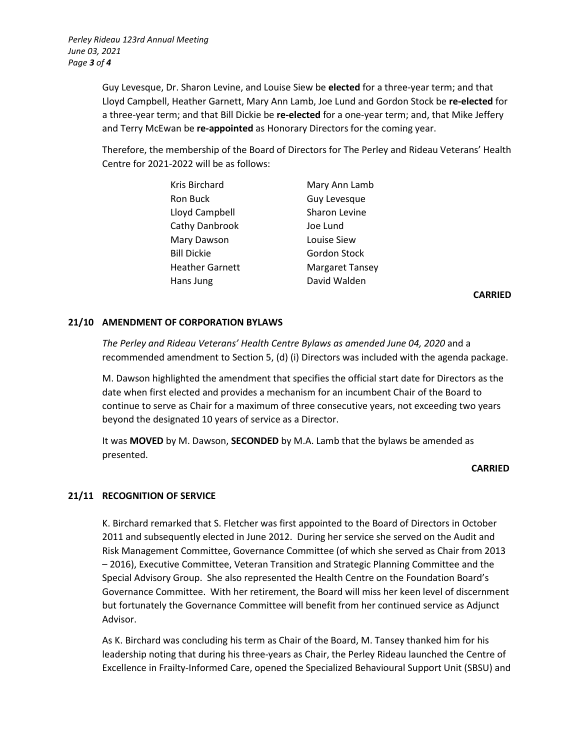Guy Levesque, Dr. Sharon Levine, and Louise Siew be **elected** for a three-year term; and that Lloyd Campbell, Heather Garnett, Mary Ann Lamb, Joe Lund and Gordon Stock be **re-elected** for a three-year term; and that Bill Dickie be **re-elected** for a one-year term; and, that Mike Jeffery and Terry McEwan be **re-appointed** as Honorary Directors for the coming year.

Therefore, the membership of the Board of Directors for The Perley and Rideau Veterans' Health Centre for 2021-2022 will be as follows:

| | |
|---|---|
| Kris Birchard | Mary Ann Lamb |
| Ron Buck | Guy Levesque |
| Lloyd Campbell | Sharon Levine |
| Cathy Danbrook | Joe Lund |
| Mary Dawson | Louise Siew |
| Bill Dickie | Gordon Stock |
| Heather Garnett | Margaret Tansey |
| Hans Jung | David Walden |

**CARRIED**

## 21/10 AMENDMENT OF CORPORATION BYLAWS

*The Perley and Rideau Veterans' Health Centre Bylaws as amended June 04, 2020* and a recommended amendment to Section 5, (d) (i) Directors was included with the agenda package.

M. Dawson highlighted the amendment that specifies the official start date for Directors as the date when first elected and provides a mechanism for an incumbent Chair of the Board to continue to serve as Chair for a maximum of three consecutive years, not exceeding two years beyond the designated 10 years of service as a Director.

It was **MOVED** by M. Dawson, **SECONDED** by M.A. Lamb that the bylaws be amended as presented.

**CARRIED**

## 21/11 RECOGNITION OF SERVICE

K. Birchard remarked that S. Fletcher was first appointed to the Board of Directors in October 2011 and subsequently elected in June 2012. During her service she served on the Audit and Risk Management Committee, Governance Committee (of which she served as Chair from 2013 – 2016), Executive Committee, Veteran Transition and Strategic Planning Committee and the Special Advisory Group. She also represented the Health Centre on the Foundation Board's Governance Committee. With her retirement, the Board will miss her keen level of discernment but fortunately the Governance Committee will benefit from her continued service as Adjunct Advisor.

As K. Birchard was concluding his term as Chair of the Board, M. Tansey thanked him for his leadership noting that during his three-years as Chair, the Perley Rideau launched the Centre of Excellence in Frailty-Informed Care, opened the Specialized Behavioural Support Unit (SBSU) and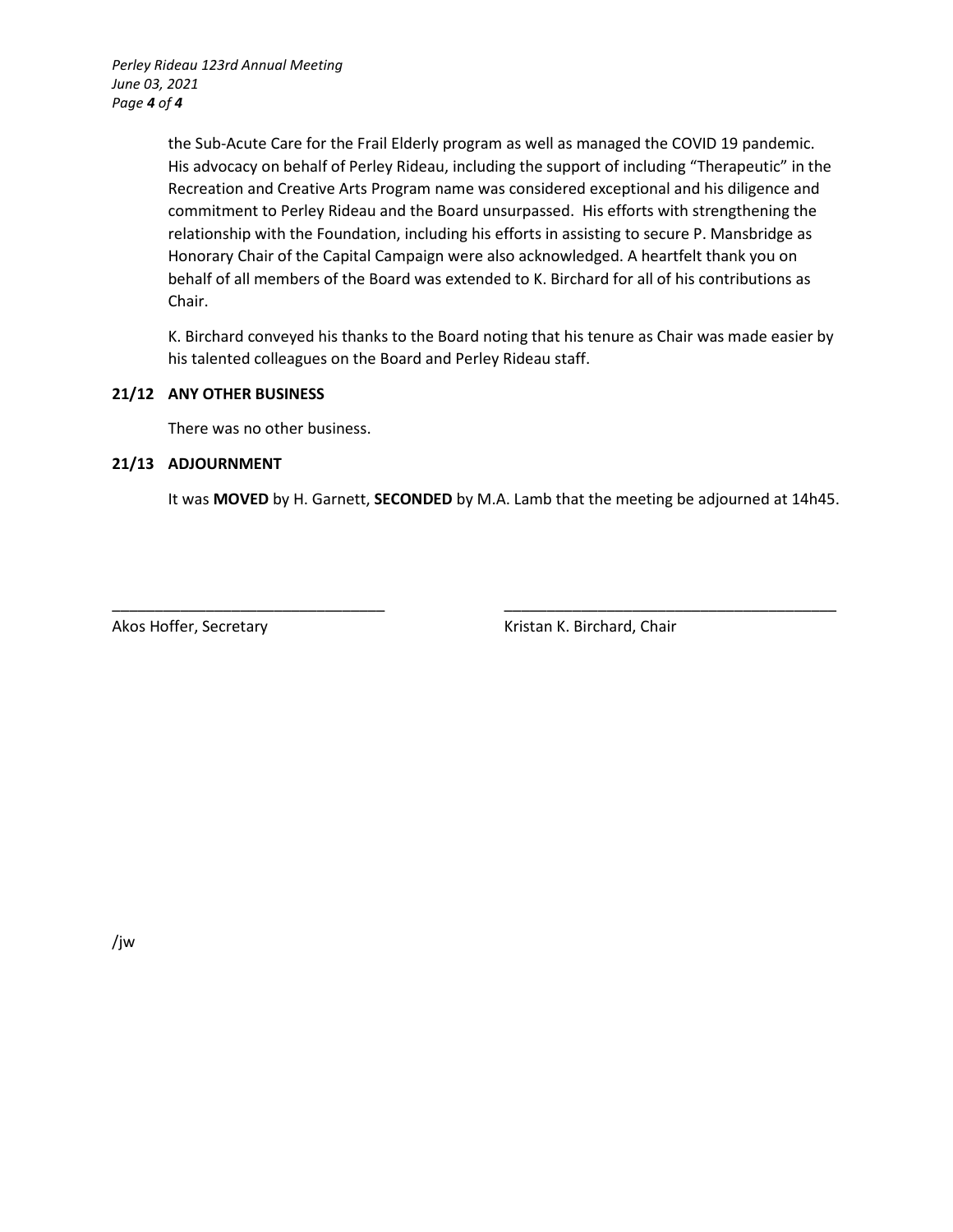the Sub-Acute Care for the Frail Elderly program as well as managed the COVID 19 pandemic. His advocacy on behalf of Perley Rideau, including the support of including "Therapeutic" in the Recreation and Creative Arts Program name was considered exceptional and his diligence and commitment to Perley Rideau and the Board unsurpassed. His efforts with strengthening the relationship with the Foundation, including his efforts in assisting to secure P. Mansbridge as Honorary Chair of the Capital Campaign were also acknowledged. A heartfelt thank you on behalf of all members of the Board was extended to K. Birchard for all of his contributions as Chair.

K. Birchard conveyed his thanks to the Board noting that his tenure as Chair was made easier by his talented colleagues on the Board and Perley Rideau staff.

**21/12 ANY OTHER BUSINESS**

There was no other business.

**21/13 ADJOURNMENT**

It was **MOVED** by H. Garnett, **SECONDED** by M.A. Lamb that the meeting be adjourned at 14h45.

________________________________
Akos Hoffer, Secretary

________________________________________
Kristan K. Birchard, Chair

/jw